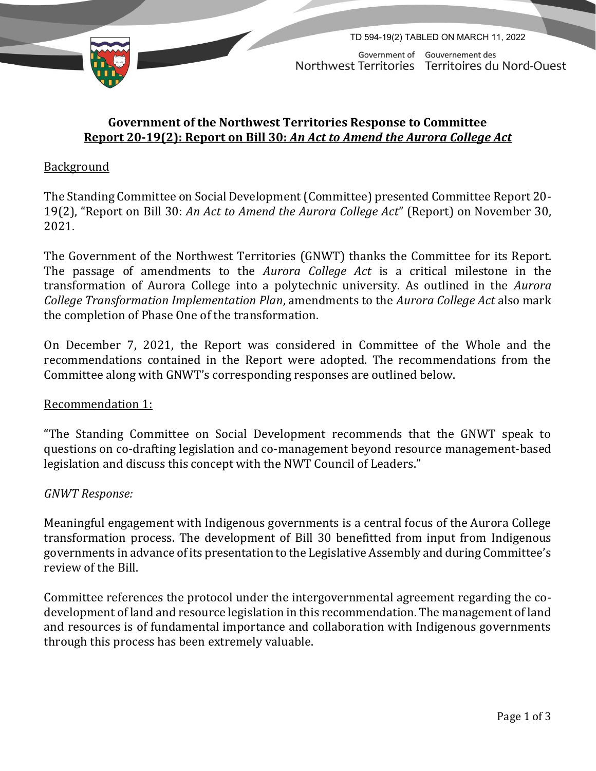TD 594-19(2) TABLED ON MARCH 11, 2022

Government of Northwest Territories — Gouvernement des Territoires du Nord-Ouest

# Government of the Northwest Territories Response to Committee Report 20-19(2): Report on Bill 30: *An Act to Amend the Aurora College Act*

## Background

The Standing Committee on Social Development (Committee) presented Committee Report 20-19(2), "Report on Bill 30: *An Act to Amend the Aurora College Act*" (Report) on November 30, 2021.

The Government of the Northwest Territories (GNWT) thanks the Committee for its Report. The passage of amendments to the *Aurora College Act* is a critical milestone in the transformation of Aurora College into a polytechnic university. As outlined in the *Aurora College Transformation Implementation Plan*, amendments to the *Aurora College Act* also mark the completion of Phase One of the transformation.

On December 7, 2021, the Report was considered in Committee of the Whole and the recommendations contained in the Report were adopted. The recommendations from the Committee along with GNWT's corresponding responses are outlined below.

## Recommendation 1:

"The Standing Committee on Social Development recommends that the GNWT speak to questions on co-drafting legislation and co-management beyond resource management-based legislation and discuss this concept with the NWT Council of Leaders."

*GNWT Response:*

Meaningful engagement with Indigenous governments is a central focus of the Aurora College transformation process. The development of Bill 30 benefitted from input from Indigenous governments in advance of its presentation to the Legislative Assembly and during Committee's review of the Bill.

Committee references the protocol under the intergovernmental agreement regarding the co-development of land and resource legislation in this recommendation. The management of land and resources is of fundamental importance and collaboration with Indigenous governments through this process has been extremely valuable.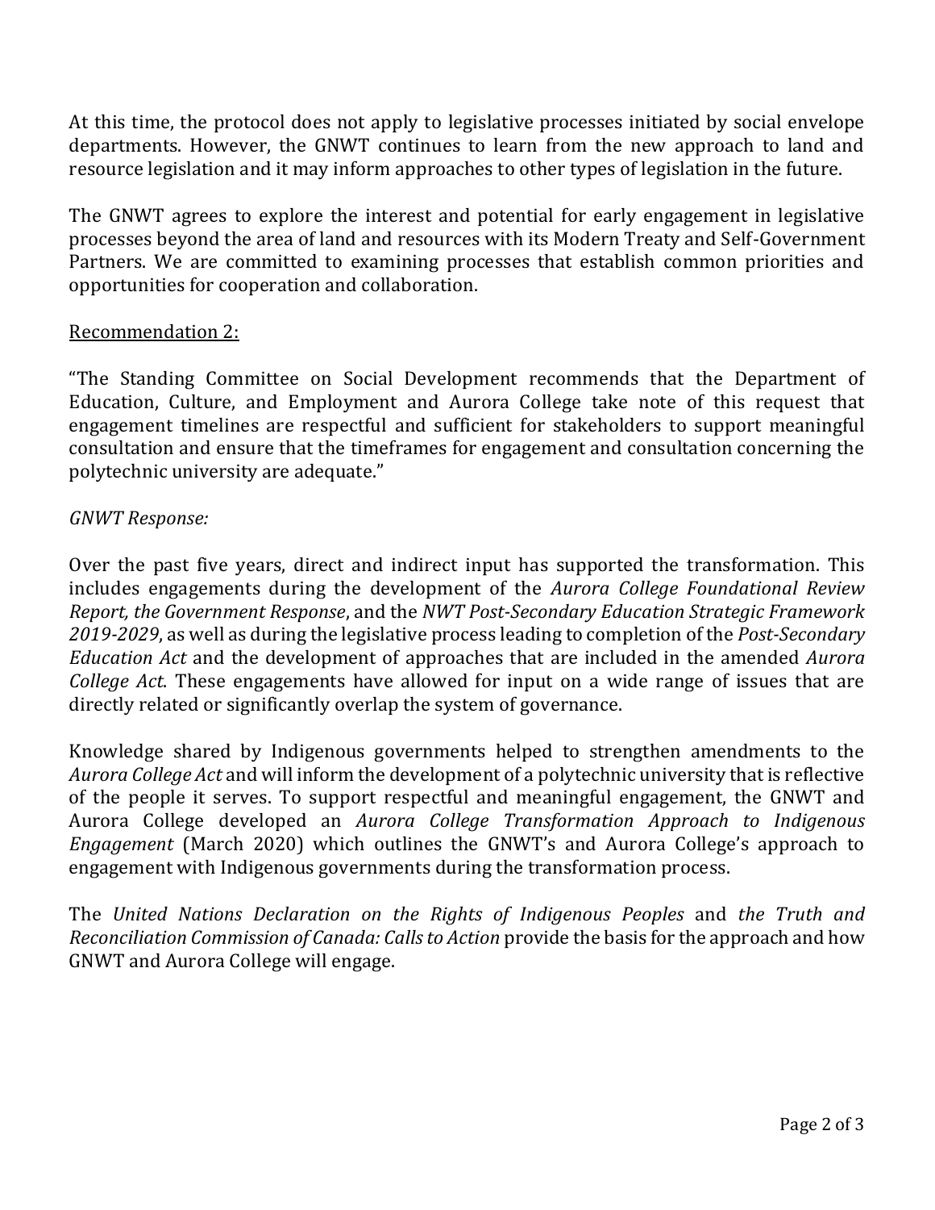At this time, the protocol does not apply to legislative processes initiated by social envelope departments. However, the GNWT continues to learn from the new approach to land and resource legislation and it may inform approaches to other types of legislation in the future.

The GNWT agrees to explore the interest and potential for early engagement in legislative processes beyond the area of land and resources with its Modern Treaty and Self-Government Partners. We are committed to examining processes that establish common priorities and opportunities for cooperation and collaboration.

<u>Recommendation 2:</u>

"The Standing Committee on Social Development recommends that the Department of Education, Culture, and Employment and Aurora College take note of this request that engagement timelines are respectful and sufficient for stakeholders to support meaningful consultation and ensure that the timeframes for engagement and consultation concerning the polytechnic university are adequate."

*GNWT Response:*

Over the past five years, direct and indirect input has supported the transformation. This includes engagements during the development of the *Aurora College Foundational Review Report, the Government Response*, and the *NWT Post-Secondary Education Strategic Framework 2019-2029*, as well as during the legislative process leading to completion of the *Post-Secondary Education Act* and the development of approaches that are included in the amended *Aurora College Act*. These engagements have allowed for input on a wide range of issues that are directly related or significantly overlap the system of governance.

Knowledge shared by Indigenous governments helped to strengthen amendments to the *Aurora College Act* and will inform the development of a polytechnic university that is reflective of the people it serves. To support respectful and meaningful engagement, the GNWT and Aurora College developed an *Aurora College Transformation Approach to Indigenous Engagement* (March 2020) which outlines the GNWT's and Aurora College's approach to engagement with Indigenous governments during the transformation process.

The *United Nations Declaration on the Rights of Indigenous Peoples* and *the Truth and Reconciliation Commission of Canada: Calls to Action* provide the basis for the approach and how GNWT and Aurora College will engage.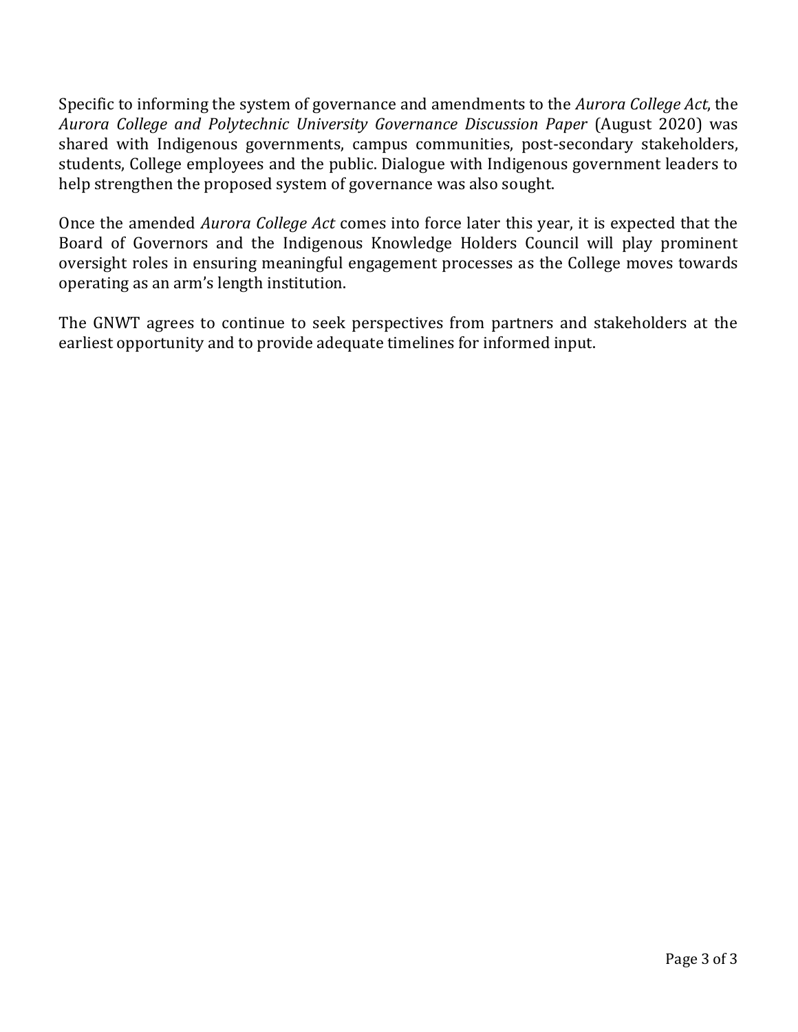Specific to informing the system of governance and amendments to the *Aurora College Act*, the *Aurora College and Polytechnic University Governance Discussion Paper* (August 2020) was shared with Indigenous governments, campus communities, post-secondary stakeholders, students, College employees and the public. Dialogue with Indigenous government leaders to help strengthen the proposed system of governance was also sought.

Once the amended *Aurora College Act* comes into force later this year, it is expected that the Board of Governors and the Indigenous Knowledge Holders Council will play prominent oversight roles in ensuring meaningful engagement processes as the College moves towards operating as an arm's length institution.

The GNWT agrees to continue to seek perspectives from partners and stakeholders at the earliest opportunity and to provide adequate timelines for informed input.